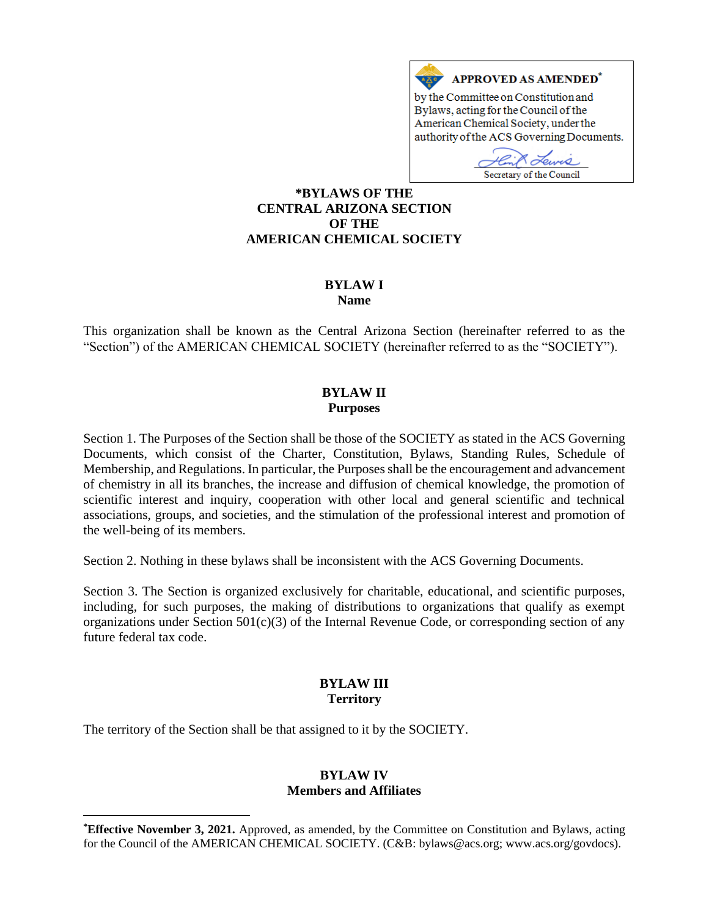**APPROVED AS AMENDED***

by the Committee on Constitution and Bylaws, acting for the Council of the American Chemical Society, under the authority of the ACS Governing Documents.

Secretary of the Council

# *BYLAWS OF THE CENTRAL ARIZONA SECTION OF THE AMERICAN CHEMICAL SOCIETY

## BYLAW I
### Name

This organization shall be known as the Central Arizona Section (hereinafter referred to as the "Section") of the AMERICAN CHEMICAL SOCIETY (hereinafter referred to as the "SOCIETY").

## BYLAW II
### Purposes

Section 1. The Purposes of the Section shall be those of the SOCIETY as stated in the ACS Governing Documents, which consist of the Charter, Constitution, Bylaws, Standing Rules, Schedule of Membership, and Regulations. In particular, the Purposes shall be the encouragement and advancement of chemistry in all its branches, the increase and diffusion of chemical knowledge, the promotion of scientific interest and inquiry, cooperation with other local and general scientific and technical associations, groups, and societies, and the stimulation of the professional interest and promotion of the well-being of its members.

Section 2. Nothing in these bylaws shall be inconsistent with the ACS Governing Documents.

Section 3. The Section is organized exclusively for charitable, educational, and scientific purposes, including, for such purposes, the making of distributions to organizations that qualify as exempt organizations under Section 501(c)(3) of the Internal Revenue Code, or corresponding section of any future federal tax code.

## BYLAW III
### Territory

The territory of the Section shall be that assigned to it by the SOCIETY.

## BYLAW IV
### Members and Affiliates

---

***Effective November 3, 2021.** Approved, as amended, by the Committee on Constitution and Bylaws, acting for the Council of the AMERICAN CHEMICAL SOCIETY. (C&B: bylaws@acs.org; www.acs.org/govdocs).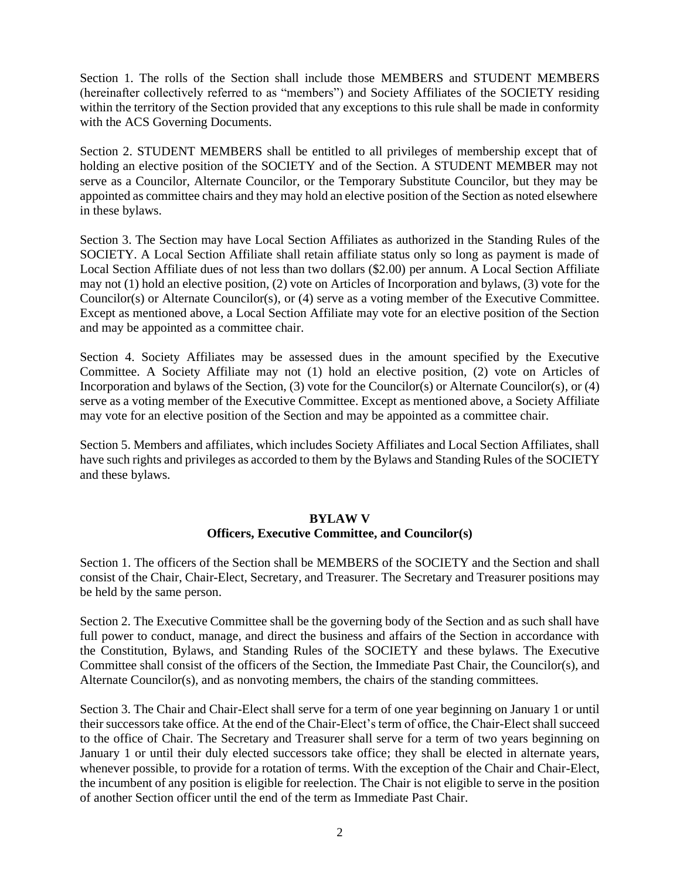Section 1. The rolls of the Section shall include those MEMBERS and STUDENT MEMBERS (hereinafter collectively referred to as "members") and Society Affiliates of the SOCIETY residing within the territory of the Section provided that any exceptions to this rule shall be made in conformity with the ACS Governing Documents.

Section 2. STUDENT MEMBERS shall be entitled to all privileges of membership except that of holding an elective position of the SOCIETY and of the Section. A STUDENT MEMBER may not serve as a Councilor, Alternate Councilor, or the Temporary Substitute Councilor, but they may be appointed as committee chairs and they may hold an elective position of the Section as noted elsewhere in these bylaws.

Section 3. The Section may have Local Section Affiliates as authorized in the Standing Rules of the SOCIETY. A Local Section Affiliate shall retain affiliate status only so long as payment is made of Local Section Affiliate dues of not less than two dollars ($2.00) per annum. A Local Section Affiliate may not (1) hold an elective position, (2) vote on Articles of Incorporation and bylaws, (3) vote for the Councilor(s) or Alternate Councilor(s), or (4) serve as a voting member of the Executive Committee. Except as mentioned above, a Local Section Affiliate may vote for an elective position of the Section and may be appointed as a committee chair.

Section 4. Society Affiliates may be assessed dues in the amount specified by the Executive Committee. A Society Affiliate may not (1) hold an elective position, (2) vote on Articles of Incorporation and bylaws of the Section, (3) vote for the Councilor(s) or Alternate Councilor(s), or (4) serve as a voting member of the Executive Committee. Except as mentioned above, a Society Affiliate may vote for an elective position of the Section and may be appointed as a committee chair.

Section 5. Members and affiliates, which includes Society Affiliates and Local Section Affiliates, shall have such rights and privileges as accorded to them by the Bylaws and Standing Rules of the SOCIETY and these bylaws.

## BYLAW V
## Officers, Executive Committee, and Councilor(s)

Section 1. The officers of the Section shall be MEMBERS of the SOCIETY and the Section and shall consist of the Chair, Chair-Elect, Secretary, and Treasurer. The Secretary and Treasurer positions may be held by the same person.

Section 2. The Executive Committee shall be the governing body of the Section and as such shall have full power to conduct, manage, and direct the business and affairs of the Section in accordance with the Constitution, Bylaws, and Standing Rules of the SOCIETY and these bylaws. The Executive Committee shall consist of the officers of the Section, the Immediate Past Chair, the Councilor(s), and Alternate Councilor(s), and as nonvoting members, the chairs of the standing committees.

Section 3. The Chair and Chair-Elect shall serve for a term of one year beginning on January 1 or until their successors take office. At the end of the Chair-Elect's term of office, the Chair-Elect shall succeed to the office of Chair. The Secretary and Treasurer shall serve for a term of two years beginning on January 1 or until their duly elected successors take office; they shall be elected in alternate years, whenever possible, to provide for a rotation of terms. With the exception of the Chair and Chair-Elect, the incumbent of any position is eligible for reelection. The Chair is not eligible to serve in the position of another Section officer until the end of the term as Immediate Past Chair.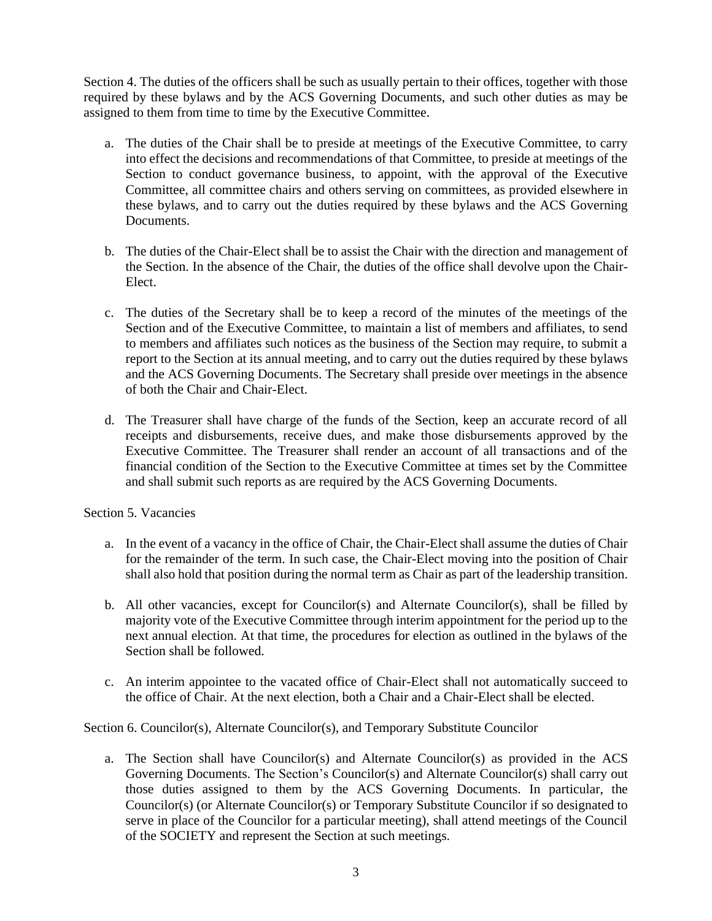Section 4. The duties of the officers shall be such as usually pertain to their offices, together with those required by these bylaws and by the ACS Governing Documents, and such other duties as may be assigned to them from time to time by the Executive Committee.

a. The duties of the Chair shall be to preside at meetings of the Executive Committee, to carry into effect the decisions and recommendations of that Committee, to preside at meetings of the Section to conduct governance business, to appoint, with the approval of the Executive Committee, all committee chairs and others serving on committees, as provided elsewhere in these bylaws, and to carry out the duties required by these bylaws and the ACS Governing Documents.

b. The duties of the Chair-Elect shall be to assist the Chair with the direction and management of the Section. In the absence of the Chair, the duties of the office shall devolve upon the Chair-Elect.

c. The duties of the Secretary shall be to keep a record of the minutes of the meetings of the Section and of the Executive Committee, to maintain a list of members and affiliates, to send to members and affiliates such notices as the business of the Section may require, to submit a report to the Section at its annual meeting, and to carry out the duties required by these bylaws and the ACS Governing Documents. The Secretary shall preside over meetings in the absence of both the Chair and Chair-Elect.

d. The Treasurer shall have charge of the funds of the Section, keep an accurate record of all receipts and disbursements, receive dues, and make those disbursements approved by the Executive Committee. The Treasurer shall render an account of all transactions and of the financial condition of the Section to the Executive Committee at times set by the Committee and shall submit such reports as are required by the ACS Governing Documents.

Section 5. Vacancies

a. In the event of a vacancy in the office of Chair, the Chair-Elect shall assume the duties of Chair for the remainder of the term. In such case, the Chair-Elect moving into the position of Chair shall also hold that position during the normal term as Chair as part of the leadership transition.

b. All other vacancies, except for Councilor(s) and Alternate Councilor(s), shall be filled by majority vote of the Executive Committee through interim appointment for the period up to the next annual election. At that time, the procedures for election as outlined in the bylaws of the Section shall be followed.

c. An interim appointee to the vacated office of Chair-Elect shall not automatically succeed to the office of Chair. At the next election, both a Chair and a Chair-Elect shall be elected.

Section 6. Councilor(s), Alternate Councilor(s), and Temporary Substitute Councilor

a. The Section shall have Councilor(s) and Alternate Councilor(s) as provided in the ACS Governing Documents. The Section's Councilor(s) and Alternate Councilor(s) shall carry out those duties assigned to them by the ACS Governing Documents. In particular, the Councilor(s) (or Alternate Councilor(s) or Temporary Substitute Councilor if so designated to serve in place of the Councilor for a particular meeting), shall attend meetings of the Council of the SOCIETY and represent the Section at such meetings.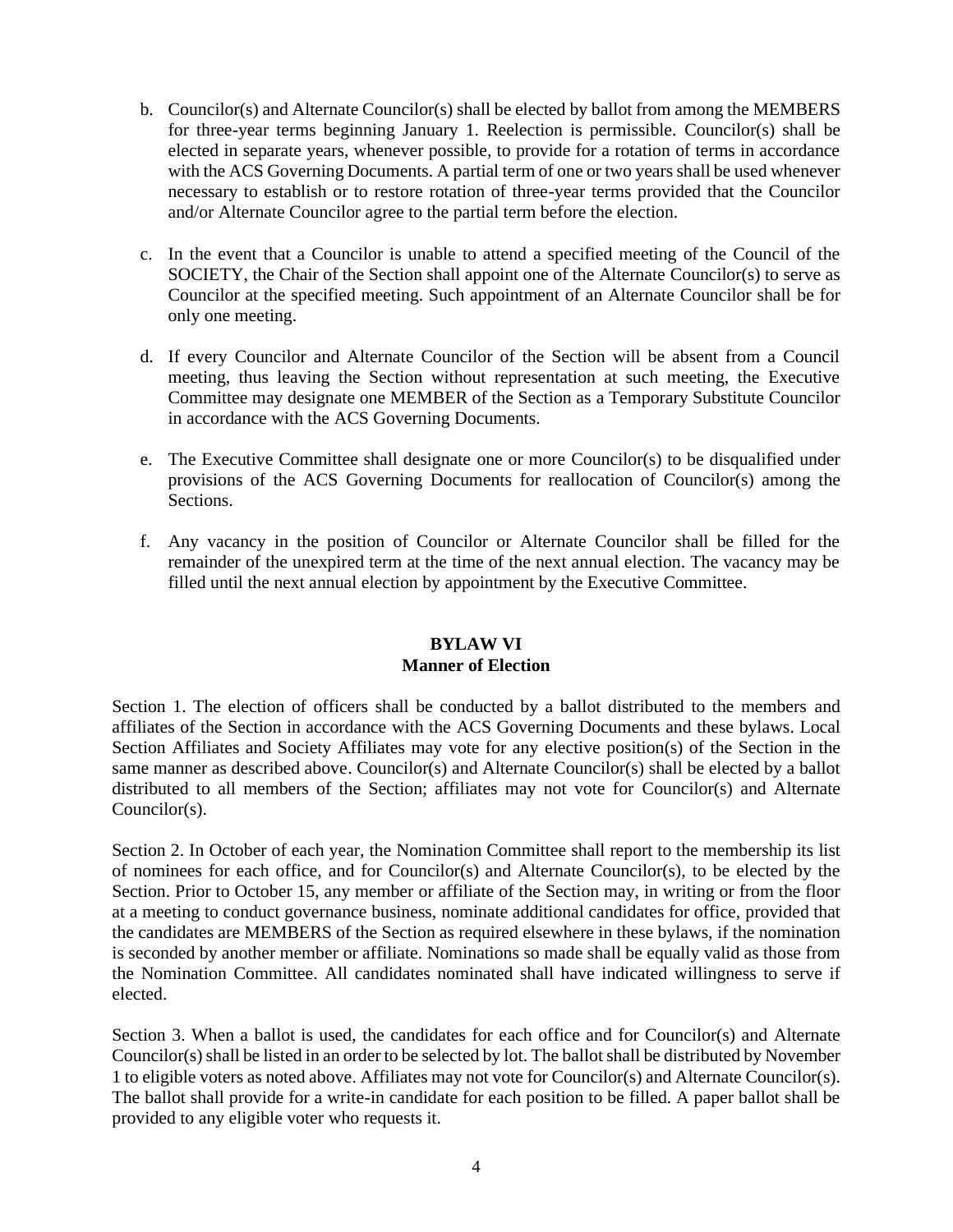b. Councilor(s) and Alternate Councilor(s) shall be elected by ballot from among the MEMBERS for three-year terms beginning January 1. Reelection is permissible. Councilor(s) shall be elected in separate years, whenever possible, to provide for a rotation of terms in accordance with the ACS Governing Documents. A partial term of one or two years shall be used whenever necessary to establish or to restore rotation of three-year terms provided that the Councilor and/or Alternate Councilor agree to the partial term before the election.

c. In the event that a Councilor is unable to attend a specified meeting of the Council of the SOCIETY, the Chair of the Section shall appoint one of the Alternate Councilor(s) to serve as Councilor at the specified meeting. Such appointment of an Alternate Councilor shall be for only one meeting.

d. If every Councilor and Alternate Councilor of the Section will be absent from a Council meeting, thus leaving the Section without representation at such meeting, the Executive Committee may designate one MEMBER of the Section as a Temporary Substitute Councilor in accordance with the ACS Governing Documents.

e. The Executive Committee shall designate one or more Councilor(s) to be disqualified under provisions of the ACS Governing Documents for reallocation of Councilor(s) among the Sections.

f. Any vacancy in the position of Councilor or Alternate Councilor shall be filled for the remainder of the unexpired term at the time of the next annual election. The vacancy may be filled until the next annual election by appointment by the Executive Committee.

## BYLAW VI
## Manner of Election

Section 1. The election of officers shall be conducted by a ballot distributed to the members and affiliates of the Section in accordance with the ACS Governing Documents and these bylaws. Local Section Affiliates and Society Affiliates may vote for any elective position(s) of the Section in the same manner as described above. Councilor(s) and Alternate Councilor(s) shall be elected by a ballot distributed to all members of the Section; affiliates may not vote for Councilor(s) and Alternate Councilor(s).

Section 2. In October of each year, the Nomination Committee shall report to the membership its list of nominees for each office, and for Councilor(s) and Alternate Councilor(s), to be elected by the Section. Prior to October 15, any member or affiliate of the Section may, in writing or from the floor at a meeting to conduct governance business, nominate additional candidates for office, provided that the candidates are MEMBERS of the Section as required elsewhere in these bylaws, if the nomination is seconded by another member or affiliate. Nominations so made shall be equally valid as those from the Nomination Committee. All candidates nominated shall have indicated willingness to serve if elected.

Section 3. When a ballot is used, the candidates for each office and for Councilor(s) and Alternate Councilor(s) shall be listed in an order to be selected by lot. The ballot shall be distributed by November 1 to eligible voters as noted above. Affiliates may not vote for Councilor(s) and Alternate Councilor(s). The ballot shall provide for a write-in candidate for each position to be filled. A paper ballot shall be provided to any eligible voter who requests it.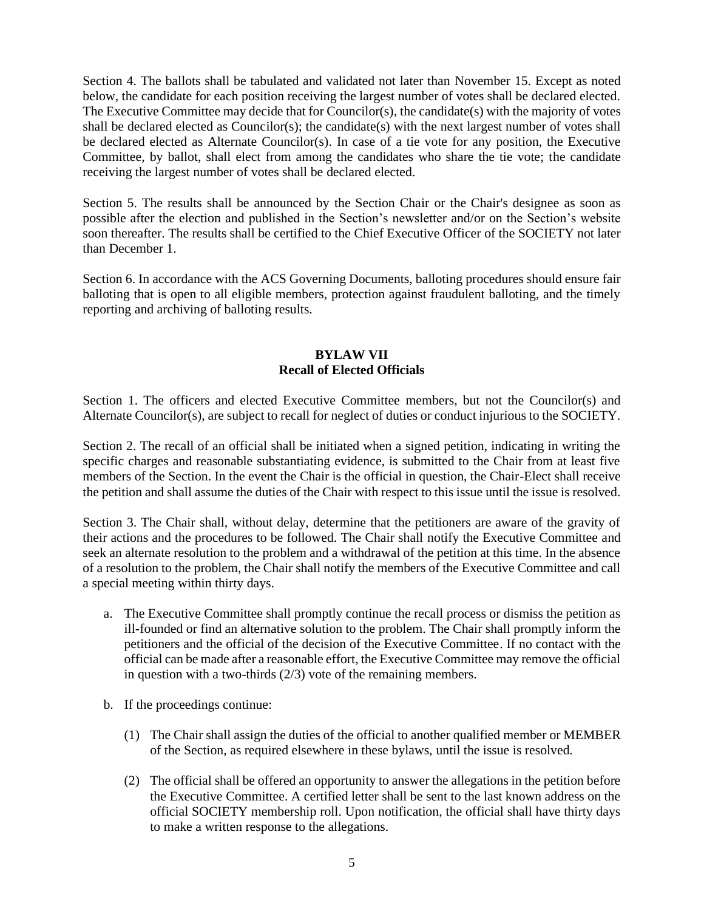Section 4. The ballots shall be tabulated and validated not later than November 15. Except as noted below, the candidate for each position receiving the largest number of votes shall be declared elected. The Executive Committee may decide that for Councilor(s), the candidate(s) with the majority of votes shall be declared elected as Councilor(s); the candidate(s) with the next largest number of votes shall be declared elected as Alternate Councilor(s). In case of a tie vote for any position, the Executive Committee, by ballot, shall elect from among the candidates who share the tie vote; the candidate receiving the largest number of votes shall be declared elected.

Section 5. The results shall be announced by the Section Chair or the Chair's designee as soon as possible after the election and published in the Section's newsletter and/or on the Section's website soon thereafter. The results shall be certified to the Chief Executive Officer of the SOCIETY not later than December 1.

Section 6. In accordance with the ACS Governing Documents, balloting procedures should ensure fair balloting that is open to all eligible members, protection against fraudulent balloting, and the timely reporting and archiving of balloting results.

## BYLAW VII
## Recall of Elected Officials

Section 1. The officers and elected Executive Committee members, but not the Councilor(s) and Alternate Councilor(s), are subject to recall for neglect of duties or conduct injurious to the SOCIETY.

Section 2. The recall of an official shall be initiated when a signed petition, indicating in writing the specific charges and reasonable substantiating evidence, is submitted to the Chair from at least five members of the Section. In the event the Chair is the official in question, the Chair-Elect shall receive the petition and shall assume the duties of the Chair with respect to this issue until the issue is resolved.

Section 3. The Chair shall, without delay, determine that the petitioners are aware of the gravity of their actions and the procedures to be followed. The Chair shall notify the Executive Committee and seek an alternate resolution to the problem and a withdrawal of the petition at this time. In the absence of a resolution to the problem, the Chair shall notify the members of the Executive Committee and call a special meeting within thirty days.

a. The Executive Committee shall promptly continue the recall process or dismiss the petition as ill-founded or find an alternative solution to the problem. The Chair shall promptly inform the petitioners and the official of the decision of the Executive Committee. If no contact with the official can be made after a reasonable effort, the Executive Committee may remove the official in question with a two-thirds (2/3) vote of the remaining members.

b. If the proceedings continue:

   (1) The Chair shall assign the duties of the official to another qualified member or MEMBER of the Section, as required elsewhere in these bylaws, until the issue is resolved.

   (2) The official shall be offered an opportunity to answer the allegations in the petition before the Executive Committee. A certified letter shall be sent to the last known address on the official SOCIETY membership roll. Upon notification, the official shall have thirty days to make a written response to the allegations.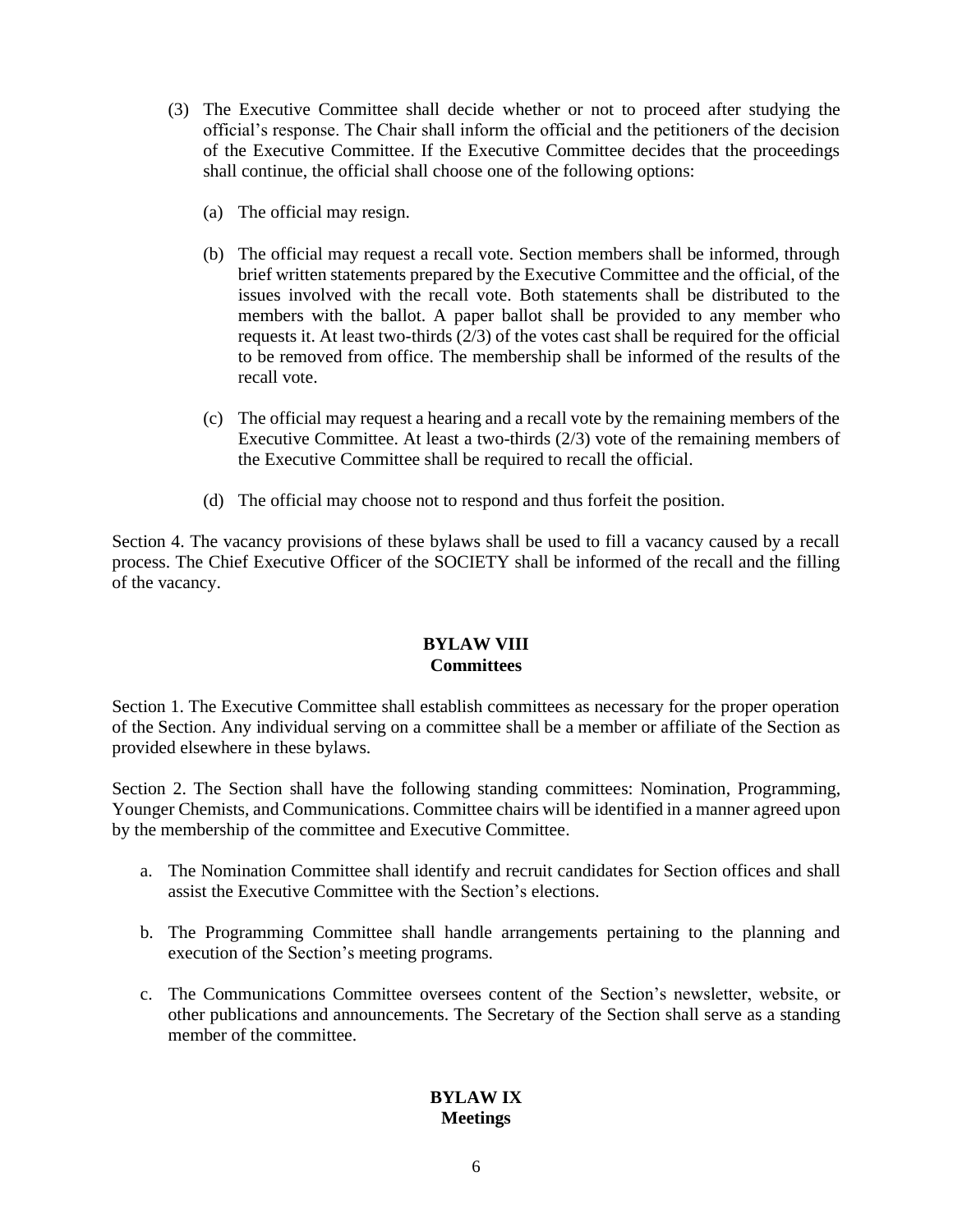(3) The Executive Committee shall decide whether or not to proceed after studying the official's response. The Chair shall inform the official and the petitioners of the decision of the Executive Committee. If the Executive Committee decides that the proceedings shall continue, the official shall choose one of the following options:

   (a) The official may resign.

   (b) The official may request a recall vote. Section members shall be informed, through brief written statements prepared by the Executive Committee and the official, of the issues involved with the recall vote. Both statements shall be distributed to the members with the ballot. A paper ballot shall be provided to any member who requests it. At least two-thirds (2/3) of the votes cast shall be required for the official to be removed from office. The membership shall be informed of the results of the recall vote.

   (c) The official may request a hearing and a recall vote by the remaining members of the Executive Committee. At least a two-thirds (2/3) vote of the remaining members of the Executive Committee shall be required to recall the official.

   (d) The official may choose not to respond and thus forfeit the position.

Section 4. The vacancy provisions of these bylaws shall be used to fill a vacancy caused by a recall process. The Chief Executive Officer of the SOCIETY shall be informed of the recall and the filling of the vacancy.

## BYLAW VIII
## Committees

Section 1. The Executive Committee shall establish committees as necessary for the proper operation of the Section. Any individual serving on a committee shall be a member or affiliate of the Section as provided elsewhere in these bylaws.

Section 2. The Section shall have the following standing committees: Nomination, Programming, Younger Chemists, and Communications. Committee chairs will be identified in a manner agreed upon by the membership of the committee and Executive Committee.

a. The Nomination Committee shall identify and recruit candidates for Section offices and shall assist the Executive Committee with the Section's elections.

b. The Programming Committee shall handle arrangements pertaining to the planning and execution of the Section's meeting programs.

c. The Communications Committee oversees content of the Section's newsletter, website, or other publications and announcements. The Secretary of the Section shall serve as a standing member of the committee.

## BYLAW IX
## Meetings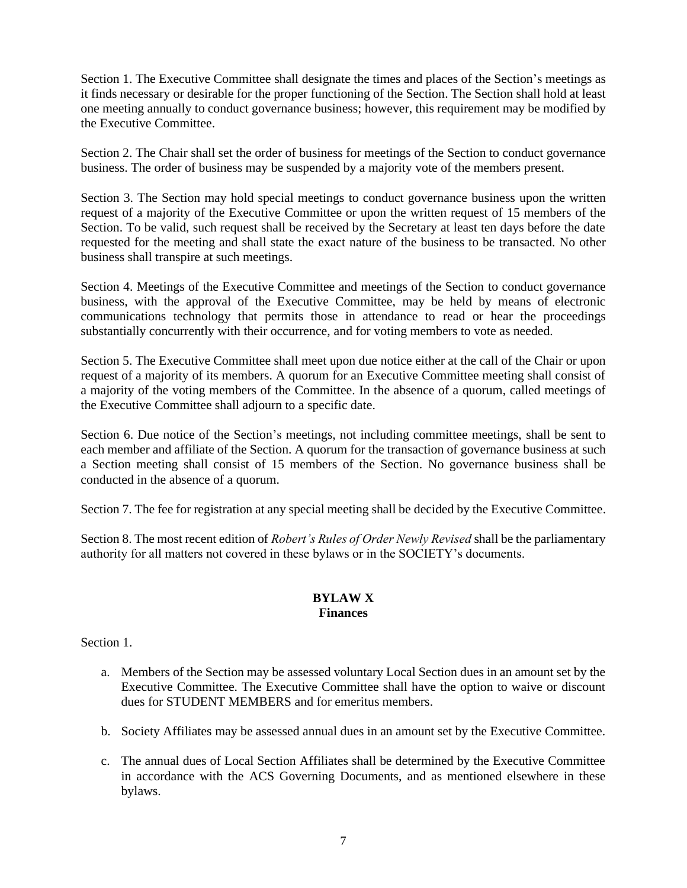Section 1. The Executive Committee shall designate the times and places of the Section's meetings as it finds necessary or desirable for the proper functioning of the Section. The Section shall hold at least one meeting annually to conduct governance business; however, this requirement may be modified by the Executive Committee.

Section 2. The Chair shall set the order of business for meetings of the Section to conduct governance business. The order of business may be suspended by a majority vote of the members present.

Section 3. The Section may hold special meetings to conduct governance business upon the written request of a majority of the Executive Committee or upon the written request of 15 members of the Section. To be valid, such request shall be received by the Secretary at least ten days before the date requested for the meeting and shall state the exact nature of the business to be transacted. No other business shall transpire at such meetings.

Section 4. Meetings of the Executive Committee and meetings of the Section to conduct governance business, with the approval of the Executive Committee, may be held by means of electronic communications technology that permits those in attendance to read or hear the proceedings substantially concurrently with their occurrence, and for voting members to vote as needed.

Section 5. The Executive Committee shall meet upon due notice either at the call of the Chair or upon request of a majority of its members. A quorum for an Executive Committee meeting shall consist of a majority of the voting members of the Committee. In the absence of a quorum, called meetings of the Executive Committee shall adjourn to a specific date.

Section 6. Due notice of the Section's meetings, not including committee meetings, shall be sent to each member and affiliate of the Section. A quorum for the transaction of governance business at such a Section meeting shall consist of 15 members of the Section. No governance business shall be conducted in the absence of a quorum.

Section 7. The fee for registration at any special meeting shall be decided by the Executive Committee.

Section 8. The most recent edition of *Robert's Rules of Order Newly Revised* shall be the parliamentary authority for all matters not covered in these bylaws or in the SOCIETY's documents.

## BYLAW X
## Finances

Section 1.

a. Members of the Section may be assessed voluntary Local Section dues in an amount set by the Executive Committee. The Executive Committee shall have the option to waive or discount dues for STUDENT MEMBERS and for emeritus members.

b. Society Affiliates may be assessed annual dues in an amount set by the Executive Committee.

c. The annual dues of Local Section Affiliates shall be determined by the Executive Committee in accordance with the ACS Governing Documents, and as mentioned elsewhere in these bylaws.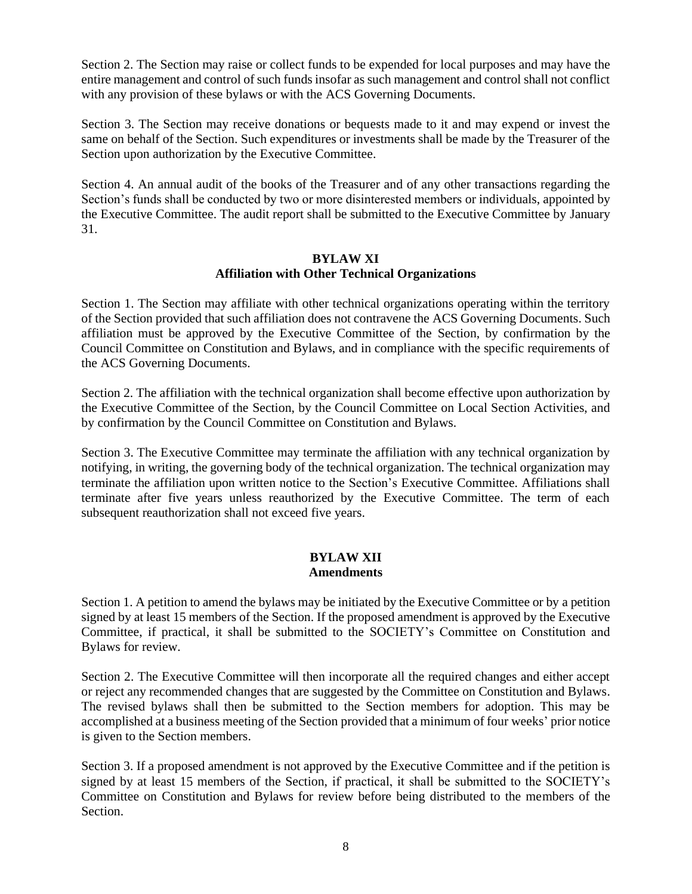Section 2. The Section may raise or collect funds to be expended for local purposes and may have the entire management and control of such funds insofar as such management and control shall not conflict with any provision of these bylaws or with the ACS Governing Documents.

Section 3. The Section may receive donations or bequests made to it and may expend or invest the same on behalf of the Section. Such expenditures or investments shall be made by the Treasurer of the Section upon authorization by the Executive Committee.

Section 4. An annual audit of the books of the Treasurer and of any other transactions regarding the Section's funds shall be conducted by two or more disinterested members or individuals, appointed by the Executive Committee. The audit report shall be submitted to the Executive Committee by January 31.

## BYLAW XI
## Affiliation with Other Technical Organizations

Section 1. The Section may affiliate with other technical organizations operating within the territory of the Section provided that such affiliation does not contravene the ACS Governing Documents. Such affiliation must be approved by the Executive Committee of the Section, by confirmation by the Council Committee on Constitution and Bylaws, and in compliance with the specific requirements of the ACS Governing Documents.

Section 2. The affiliation with the technical organization shall become effective upon authorization by the Executive Committee of the Section, by the Council Committee on Local Section Activities, and by confirmation by the Council Committee on Constitution and Bylaws.

Section 3. The Executive Committee may terminate the affiliation with any technical organization by notifying, in writing, the governing body of the technical organization. The technical organization may terminate the affiliation upon written notice to the Section's Executive Committee. Affiliations shall terminate after five years unless reauthorized by the Executive Committee. The term of each subsequent reauthorization shall not exceed five years.

## BYLAW XII
## Amendments

Section 1. A petition to amend the bylaws may be initiated by the Executive Committee or by a petition signed by at least 15 members of the Section. If the proposed amendment is approved by the Executive Committee, if practical, it shall be submitted to the SOCIETY's Committee on Constitution and Bylaws for review.

Section 2. The Executive Committee will then incorporate all the required changes and either accept or reject any recommended changes that are suggested by the Committee on Constitution and Bylaws. The revised bylaws shall then be submitted to the Section members for adoption. This may be accomplished at a business meeting of the Section provided that a minimum of four weeks' prior notice is given to the Section members.

Section 3. If a proposed amendment is not approved by the Executive Committee and if the petition is signed by at least 15 members of the Section, if practical, it shall be submitted to the SOCIETY's Committee on Constitution and Bylaws for review before being distributed to the members of the Section.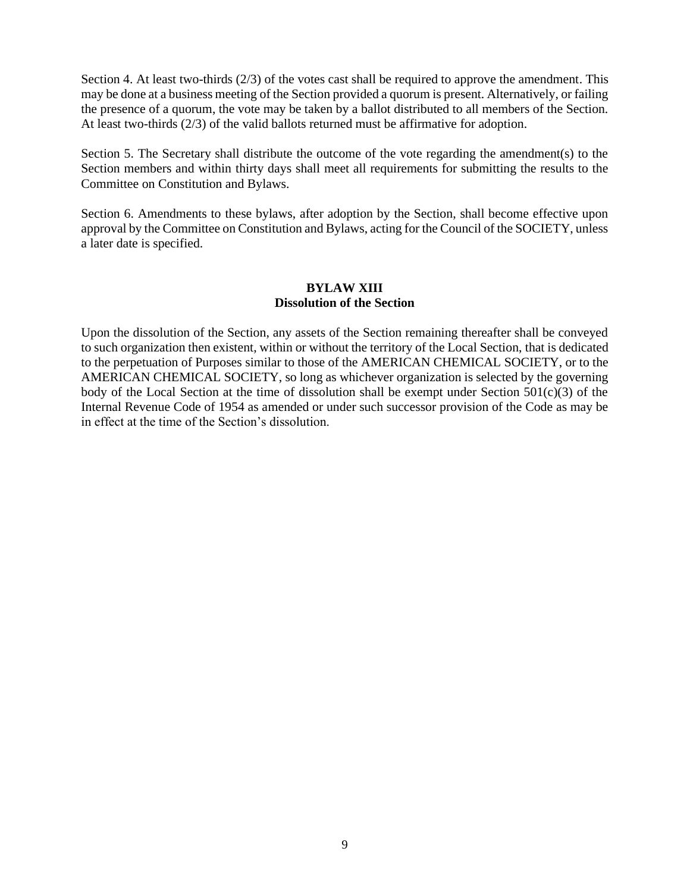Section 4. At least two-thirds (2/3) of the votes cast shall be required to approve the amendment. This may be done at a business meeting of the Section provided a quorum is present. Alternatively, or failing the presence of a quorum, the vote may be taken by a ballot distributed to all members of the Section. At least two-thirds (2/3) of the valid ballots returned must be affirmative for adoption.

Section 5. The Secretary shall distribute the outcome of the vote regarding the amendment(s) to the Section members and within thirty days shall meet all requirements for submitting the results to the Committee on Constitution and Bylaws.

Section 6. Amendments to these bylaws, after adoption by the Section, shall become effective upon approval by the Committee on Constitution and Bylaws, acting for the Council of the SOCIETY, unless a later date is specified.

## BYLAW XIII
## Dissolution of the Section

Upon the dissolution of the Section, any assets of the Section remaining thereafter shall be conveyed to such organization then existent, within or without the territory of the Local Section, that is dedicated to the perpetuation of Purposes similar to those of the AMERICAN CHEMICAL SOCIETY, or to the AMERICAN CHEMICAL SOCIETY, so long as whichever organization is selected by the governing body of the Local Section at the time of dissolution shall be exempt under Section 501(c)(3) of the Internal Revenue Code of 1954 as amended or under such successor provision of the Code as may be in effect at the time of the Section's dissolution.